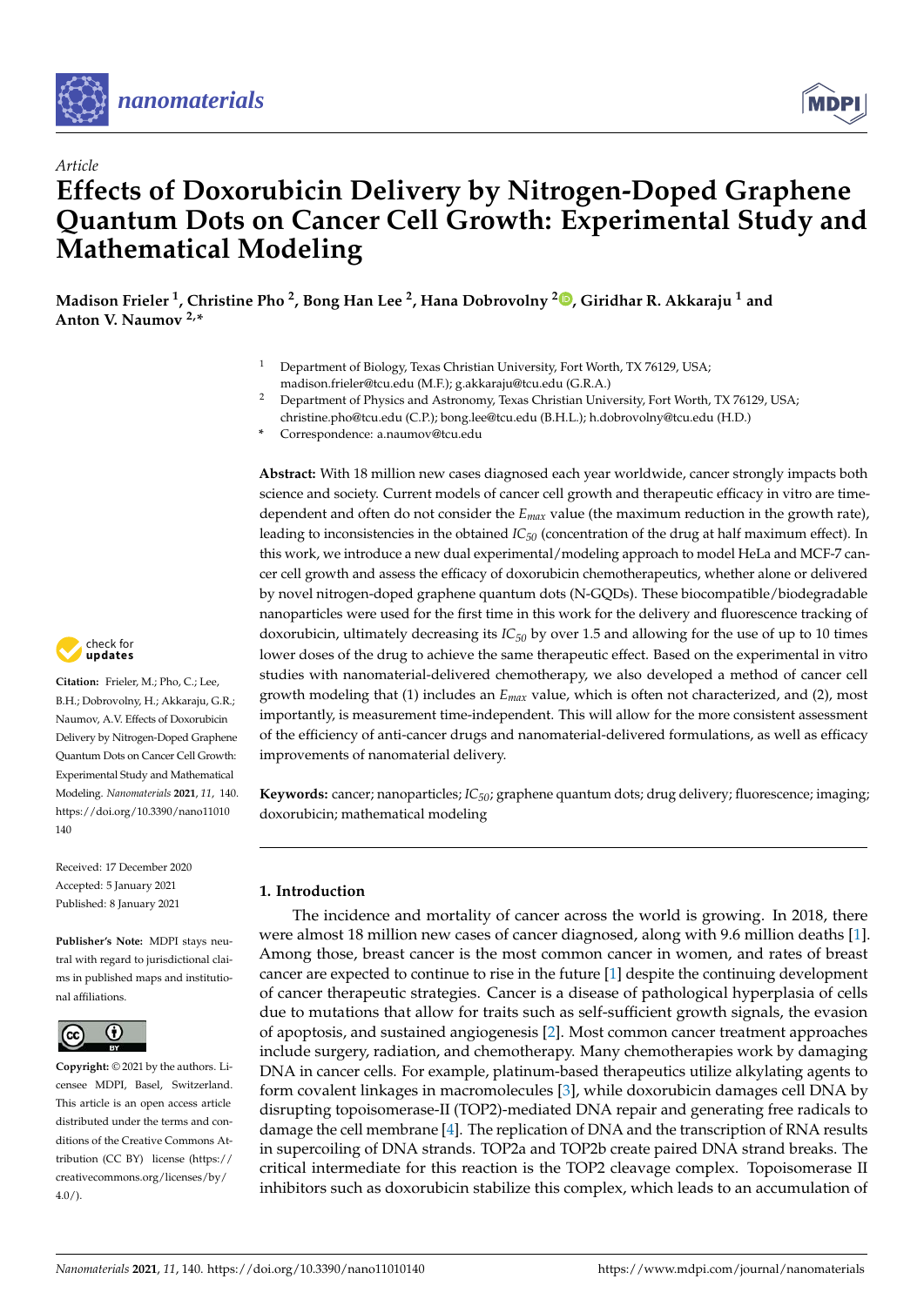*Article*

# Effects of Doxorubicin Delivery by Nitrogen-Doped Graphene Quantum Dots on Cancer Cell Growth: Experimental Study and Mathematical Modeling

**Madison Frieler [1], Christine Pho [2], Bong Han Lee [2], Hana Dobrovolny [2], Giridhar R. Akkaraju [1] and Anton V. Naumov [2,*]**

[1] Department of Biology, Texas Christian University, Fort Worth, TX 76129, USA; madison.frieler@tcu.edu (M.F.); g.akkaraju@tcu.edu (G.R.A.)

[2] Department of Physics and Astronomy, Texas Christian University, Fort Worth, TX 76129, USA; christine.pho@tcu.edu (C.P.); bong.lee@tcu.edu (B.H.L.); h.dobrovolny@tcu.edu (H.D.)

\* Correspondence: a.naumov@tcu.edu

**Abstract:** With 18 million new cases diagnosed each year worldwide, cancer strongly impacts both science and society. Current models of cancer cell growth and therapeutic efficacy in vitro are time-dependent and often do not consider the $E_{max}$ value (the maximum reduction in the growth rate), leading to inconsistencies in the obtained $IC_{50}$ (concentration of the drug at half maximum effect). In this work, we introduce a new dual experimental/modeling approach to model HeLa and MCF-7 cancer cell growth and assess the efficacy of doxorubicin chemotherapeutics, whether alone or delivered by novel nitrogen-doped graphene quantum dots (N-GQDs). These biocompatible/biodegradable nanoparticles were used for the first time in this work for the delivery and fluorescence tracking of doxorubicin, ultimately decreasing its $IC_{50}$ by over 1.5 and allowing for the use of up to 10 times lower doses of the drug to achieve the same therapeutic effect. Based on the experimental in vitro studies with nanomaterial-delivered chemotherapy, we also developed a method of cancer cell growth modeling that (1) includes an $E_{max}$ value, which is often not characterized, and (2), most importantly, is measurement time-independent. This will allow for the more consistent assessment of the efficacy of anti-cancer drugs and nanomaterial-delivered formulations, as well as efficacy improvements of nanomaterial delivery.

**Keywords:** cancer; nanoparticles; $IC_{50}$; graphene quantum dots; drug delivery; fluorescence; imaging; doxorubicin; mathematical modeling

check for updates

**Citation:** Frieler, M.; Pho, C.; Lee, B.H.; Dobrovolny, H.; Akkaraju, G.R.; Naumov, A.V. Effects of Doxorubicin Delivery by Nitrogen-Doped Graphene Quantum Dots on Cancer Cell Growth: Experimental Study and Mathematical Modeling. *Nanomaterials* **2021**, *11*, 140. https://doi.org/10.3390/nano11010140

Received: 17 December 2020
Accepted: 5 January 2021
Published: 8 January 2021

**Publisher's Note:** MDPI stays neutral with regard to jurisdictional claims in published maps and institutional affiliations.

**Copyright:** © 2021 by the authors. Licensee MDPI, Basel, Switzerland. This article is an open access article distributed under the terms and conditions of the Creative Commons Attribution (CC BY) license (https://creativecommons.org/licenses/by/4.0/).

## 1. Introduction

The incidence and mortality of cancer across the world is growing. In 2018, there were almost 18 million new cases of cancer diagnosed, along with 9.6 million deaths [1]. Among those, breast cancer is the most common cancer in women, and rates of breast cancer are expected to continue to rise in the future [1] despite the continuing development of cancer therapeutic strategies. Cancer is a disease of pathological hyperplasia of cells due to mutations that allow for traits such as self-sufficient growth signals, the evasion of apoptosis, and sustained angiogenesis [2]. Most common cancer treatment approaches include surgery, radiation, and chemotherapy. Many chemotherapies work by damaging DNA in cancer cells. For example, platinum-based therapeutics utilize alkylating agents to form covalent linkages in macromolecules [3], while doxorubicin damages cell DNA by disrupting topoisomerase-II (TOP2)-mediated DNA repair and generating free radicals to damage the cell membrane [4]. The replication of DNA and the transcription of RNA results in supercoiling of DNA strands. TOP2a and TOP2b create paired DNA strand breaks. The critical intermediate for this reaction is the TOP2 cleavage complex. Topoisomerase II inhibitors such as doxorubicin stabilize this complex, which leads to an accumulation of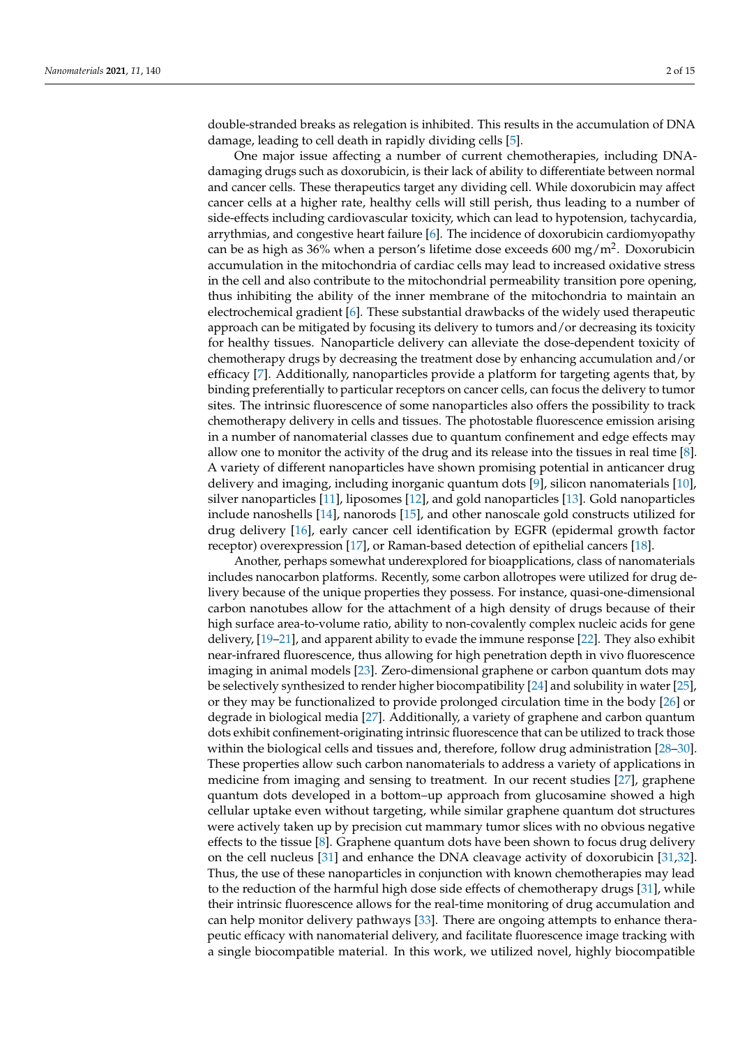double-stranded breaks as relegation is inhibited. This results in the accumulation of DNA damage, leading to cell death in rapidly dividing cells [5].

One major issue affecting a number of current chemotherapies, including DNA-damaging drugs such as doxorubicin, is their lack of ability to differentiate between normal and cancer cells. These therapeutics target any dividing cell. While doxorubicin may affect cancer cells at a higher rate, healthy cells will still perish, thus leading to a number of side-effects including cardiovascular toxicity, which can lead to hypotension, tachycardia, arrythmias, and congestive heart failure [6]. The incidence of doxorubicin cardiomyopathy can be as high as 36% when a person's lifetime dose exceeds 600 $mg/m^2$. Doxorubicin accumulation in the mitochondria of cardiac cells may lead to increased oxidative stress in the cell and also contribute to the mitochondrial permeability transition pore opening, thus inhibiting the ability of the inner membrane of the mitochondria to maintain an electrochemical gradient [6]. These substantial drawbacks of the widely used therapeutic approach can be mitigated by focusing its delivery to tumors and/or decreasing its toxicity for healthy tissues. Nanoparticle delivery can alleviate the dose-dependent toxicity of chemotherapy drugs by decreasing the treatment dose by enhancing accumulation and/or efficacy [7]. Additionally, nanoparticles provide a platform for targeting agents that, by binding preferentially to particular receptors on cancer cells, can focus the delivery to tumor sites. The intrinsic fluorescence of some nanoparticles also offers the possibility to track chemotherapy delivery in cells and tissues. The photostable fluorescence emission arising in a number of nanomaterial classes due to quantum confinement and edge effects may allow one to monitor the activity of the drug and its release into the tissues in real time [8]. A variety of different nanoparticles have shown promising potential in anticancer drug delivery and imaging, including inorganic quantum dots [9], silicon nanomaterials [10], silver nanoparticles [11], liposomes [12], and gold nanoparticles [13]. Gold nanoparticles include nanoshells [14], nanorods [15], and other nanoscale gold constructs utilized for drug delivery [16], early cancer cell identification by EGFR (epidermal growth factor receptor) overexpression [17], or Raman-based detection of epithelial cancers [18].

Another, perhaps somewhat underexplored for bioapplications, class of nanomaterials includes nanocarbon platforms. Recently, some carbon allotropes were utilized for drug delivery because of the unique properties they possess. For instance, quasi-one-dimensional carbon nanotubes allow for the attachment of a high density of drugs because of their high surface area-to-volume ratio, ability to non-covalently complex nucleic acids for gene delivery, [19–21], and apparent ability to evade the immune response [22]. They also exhibit near-infrared fluorescence, thus allowing for high penetration depth in vivo fluorescence imaging in animal models [23]. Zero-dimensional graphene or carbon quantum dots may be selectively synthesized to render higher biocompatibility [24] and solubility in water [25], or they may be functionalized to provide prolonged circulation time in the body [26] or degrade in biological media [27]. Additionally, a variety of graphene and carbon quantum dots exhibit confinement-originating intrinsic fluorescence that can be utilized to track those within the biological cells and tissues and, therefore, follow drug administration [28–30]. These properties allow such carbon nanomaterials to address a variety of applications in medicine from imaging and sensing to treatment. In our recent studies [27], graphene quantum dots developed in a bottom–up approach from glucosamine showed a high cellular uptake even without targeting, while similar graphene quantum dot structures were actively taken up by precision cut mammary tumor slices with no obvious negative effects to the tissue [8]. Graphene quantum dots have been shown to focus drug delivery on the cell nucleus [31] and enhance the DNA cleavage activity of doxorubicin [31,32]. Thus, the use of these nanoparticles in conjunction with known chemotherapies may lead to the reduction of the harmful high dose side effects of chemotherapy drugs [31], while their intrinsic fluorescence allows for the real-time monitoring of drug accumulation and can help monitor delivery pathways [33]. There are ongoing attempts to enhance therapeutic efficacy with nanomaterial delivery, and facilitate fluorescence image tracking with a single biocompatible material. In this work, we utilized novel, highly biocompatible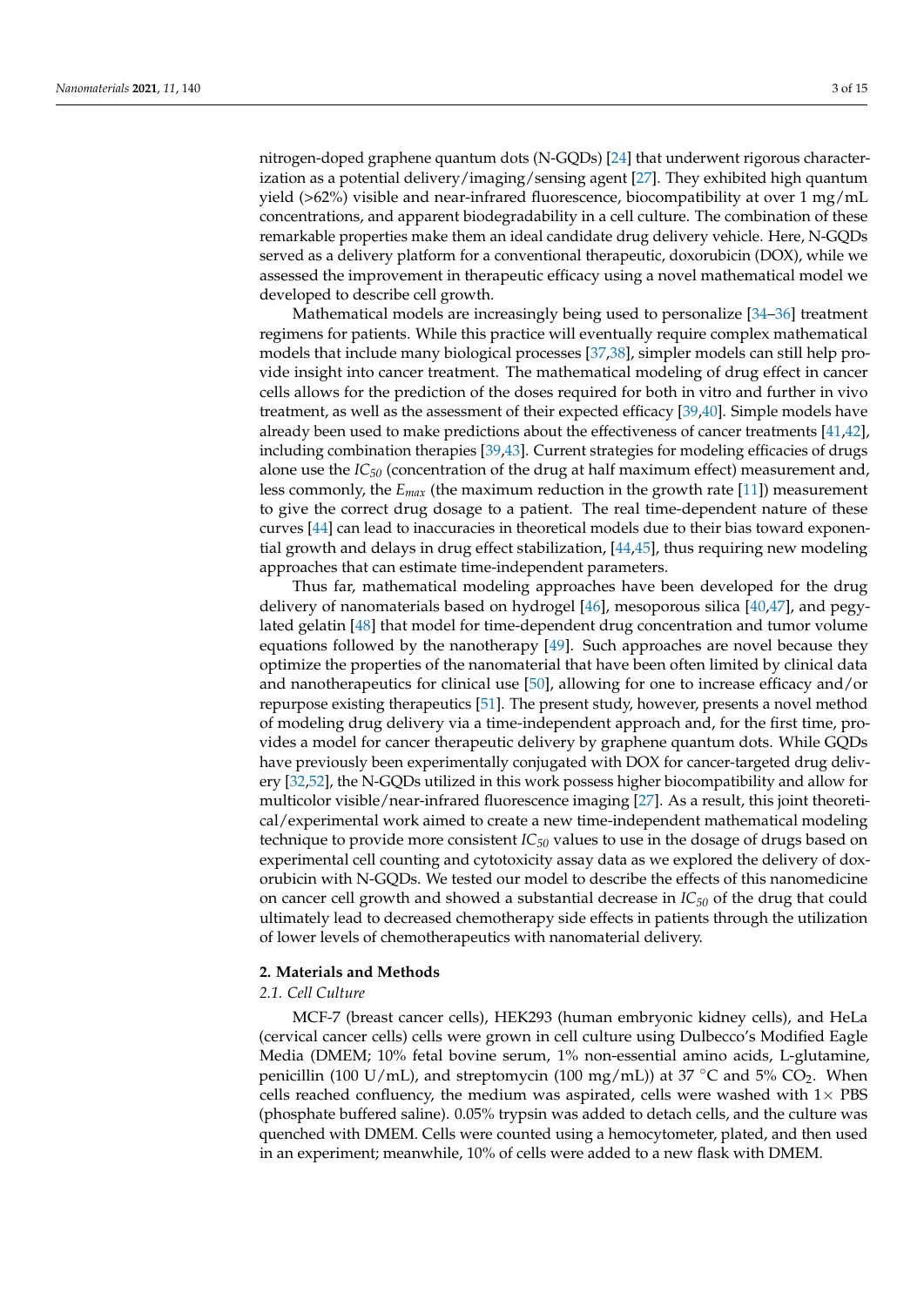nitrogen-doped graphene quantum dots (N-GQDs) [24] that underwent rigorous characterization as a potential delivery/imaging/sensing agent [27]. They exhibited high quantum yield (>62%) visible and near-infrared fluorescence, biocompatibility at over 1 mg/mL concentrations, and apparent biodegradability in a cell culture. The combination of these remarkable properties make them an ideal candidate drug delivery vehicle. Here, N-GQDs served as a delivery platform for a conventional therapeutic, doxorubicin (DOX), while we assessed the improvement in therapeutic efficacy using a novel mathematical model we developed to describe cell growth.

Mathematical models are increasingly being used to personalize [34–36] treatment regimens for patients. While this practice will eventually require complex mathematical models that include many biological processes [37,38], simpler models can still help provide insight into cancer treatment. The mathematical modeling of drug effect in cancer cells allows for the prediction of the doses required for both in vitro and further in vivo treatment, as well as the assessment of their expected efficacy [39,40]. Simple models have already been used to make predictions about the effectiveness of cancer treatments [41,42], including combination therapies [39,43]. Current strategies for modeling efficacies of drugs alone use the $IC_{50}$ (concentration of the drug at half maximum effect) measurement and, less commonly, the $E_{max}$ (the maximum reduction in the growth rate [11]) measurement to give the correct drug dosage to a patient. The real time-dependent nature of these curves [44] can lead to inaccuracies in theoretical models due to their bias toward exponential growth and delays in drug effect stabilization, [44,45], thus requiring new modeling approaches that can estimate time-independent parameters.

Thus far, mathematical modeling approaches have been developed for the drug delivery of nanomaterials based on hydrogel [46], mesoporous silica [40,47], and pegylated gelatin [48] that model for time-dependent drug concentration and tumor volume equations followed by the nanotherapy [49]. Such approaches are novel because they optimize the properties of the nanomaterial that have been often limited by clinical data and nanotherapeutics for clinical use [50], allowing for one to increase efficacy and/or repurpose existing therapeutics [51]. The present study, however, presents a novel method of modeling drug delivery via a time-independent approach and, for the first time, provides a model for cancer therapeutic delivery by graphene quantum dots. While GQDs have previously been experimentally conjugated with DOX for cancer-targeted drug delivery [32,52], the N-GQDs utilized in this work possess higher biocompatibility and allow for multicolor visible/near-infrared fluorescence imaging [27]. As a result, this joint theoretical/experimental work aimed to create a new time-independent mathematical modeling technique to provide more consistent $IC_{50}$ values to use in the dosage of drugs based on experimental cell counting and cytotoxicity assay data as we explored the delivery of doxorubicin with N-GQDs. We tested our model to describe the effects of this nanomedicine on cancer cell growth and showed a substantial decrease in $IC_{50}$ of the drug that could ultimately lead to decreased chemotherapy side effects in patients through the utilization of lower levels of chemotherapeutics with nanomaterial delivery.

## 2. Materials and Methods

### 2.1. Cell Culture

MCF-7 (breast cancer cells), HEK293 (human embryonic kidney cells), and HeLa (cervical cancer cells) cells were grown in cell culture using Dulbecco's Modified Eagle Media (DMEM; 10% fetal bovine serum, 1% non-essential amino acids, L-glutamine, penicillin (100 U/mL), and streptomycin (100 mg/mL)) at 37 °C and 5% $CO_2$. When cells reached confluency, the medium was aspirated, cells were washed with 1× PBS (phosphate buffered saline). 0.05% trypsin was added to detach cells, and the culture was quenched with DMEM. Cells were counted using a hemocytometer, plated, and then used in an experiment; meanwhile, 10% of cells were added to a new flask with DMEM.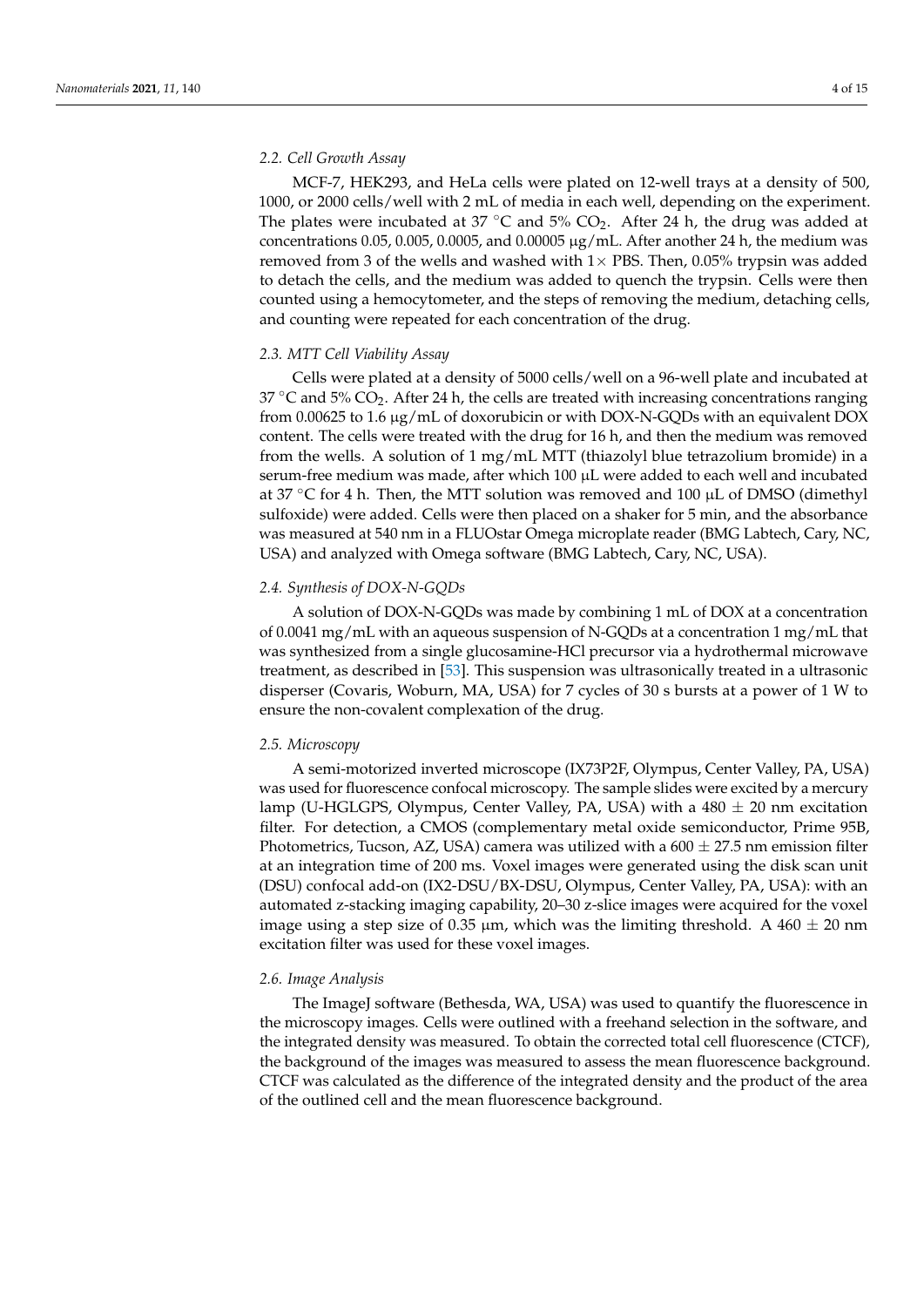### 2.2. Cell Growth Assay

MCF-7, HEK293, and HeLa cells were plated on 12-well trays at a density of 500, 1000, or 2000 cells/well with 2 mL of media in each well, depending on the experiment. The plates were incubated at 37 °C and 5% $CO_2$. After 24 h, the drug was added at concentrations 0.05, 0.005, 0.0005, and 0.00005 µg/mL. After another 24 h, the medium was removed from 3 of the wells and washed with 1× PBS. Then, 0.05% trypsin was added to detach the cells, and the medium was added to quench the trypsin. Cells were then counted using a hemocytometer, and the steps of removing the medium, detaching cells, and counting were repeated for each concentration of the drug.

### 2.3. MTT Cell Viability Assay

Cells were plated at a density of 5000 cells/well on a 96-well plate and incubated at 37 °C and 5% $CO_2$. After 24 h, the cells are treated with increasing concentrations ranging from 0.00625 to 1.6 µg/mL of doxorubicin or with DOX-N-GQDs with an equivalent DOX content. The cells were treated with the drug for 16 h, and then the medium was removed from the wells. A solution of 1 mg/mL MTT (thiazolyl blue tetrazolium bromide) in a serum-free medium was made, after which 100 µL were added to each well and incubated at 37 °C for 4 h. Then, the MTT solution was removed and 100 µL of DMSO (dimethyl sulfoxide) were added. Cells were then placed on a shaker for 5 min, and the absorbance was measured at 540 nm in a FLUOstar Omega microplate reader (BMG Labtech, Cary, NC, USA) and analyzed with Omega software (BMG Labtech, Cary, NC, USA).

### 2.4. Synthesis of DOX-N-GQDs

A solution of DOX-N-GQDs was made by combining 1 mL of DOX at a concentration of 0.0041 mg/mL with an aqueous suspension of N-GQDs at a concentration 1 mg/mL that was synthesized from a single glucosamine-HCl precursor via a hydrothermal microwave treatment, as described in [53]. This suspension was ultrasonically treated in a ultrasonic disperser (Covaris, Woburn, MA, USA) for 7 cycles of 30 s bursts at a power of 1 W to ensure the non-covalent complexation of the drug.

### 2.5. Microscopy

A semi-motorized inverted microscope (IX73P2F, Olympus, Center Valley, PA, USA) was used for fluorescence confocal microscopy. The sample slides were excited by a mercury lamp (U-HGLGPS, Olympus, Center Valley, PA, USA) with a 480 ± 20 nm excitation filter. For detection, a CMOS (complementary metal oxide semiconductor, Prime 95B, Photometrics, Tucson, AZ, USA) camera was utilized with a 600 ± 27.5 nm emission filter at an integration time of 200 ms. Voxel images were generated using the disk scan unit (DSU) confocal add-on (IX2-DSU/BX-DSU, Olympus, Center Valley, PA, USA): with an automated z-stacking imaging capability, 20–30 z-slice images were acquired for the voxel image using a step size of 0.35 µm, which was the limiting threshold. A 460 ± 20 nm excitation filter was used for these voxel images.

### 2.6. Image Analysis

The ImageJ software (Bethesda, WA, USA) was used to quantify the fluorescence in the microscopy images. Cells were outlined with a freehand selection in the software, and the integrated density was measured. To obtain the corrected total cell fluorescence (CTCF), the background of the images was measured to assess the mean fluorescence background. CTCF was calculated as the difference of the integrated density and the product of the area of the outlined cell and the mean fluorescence background.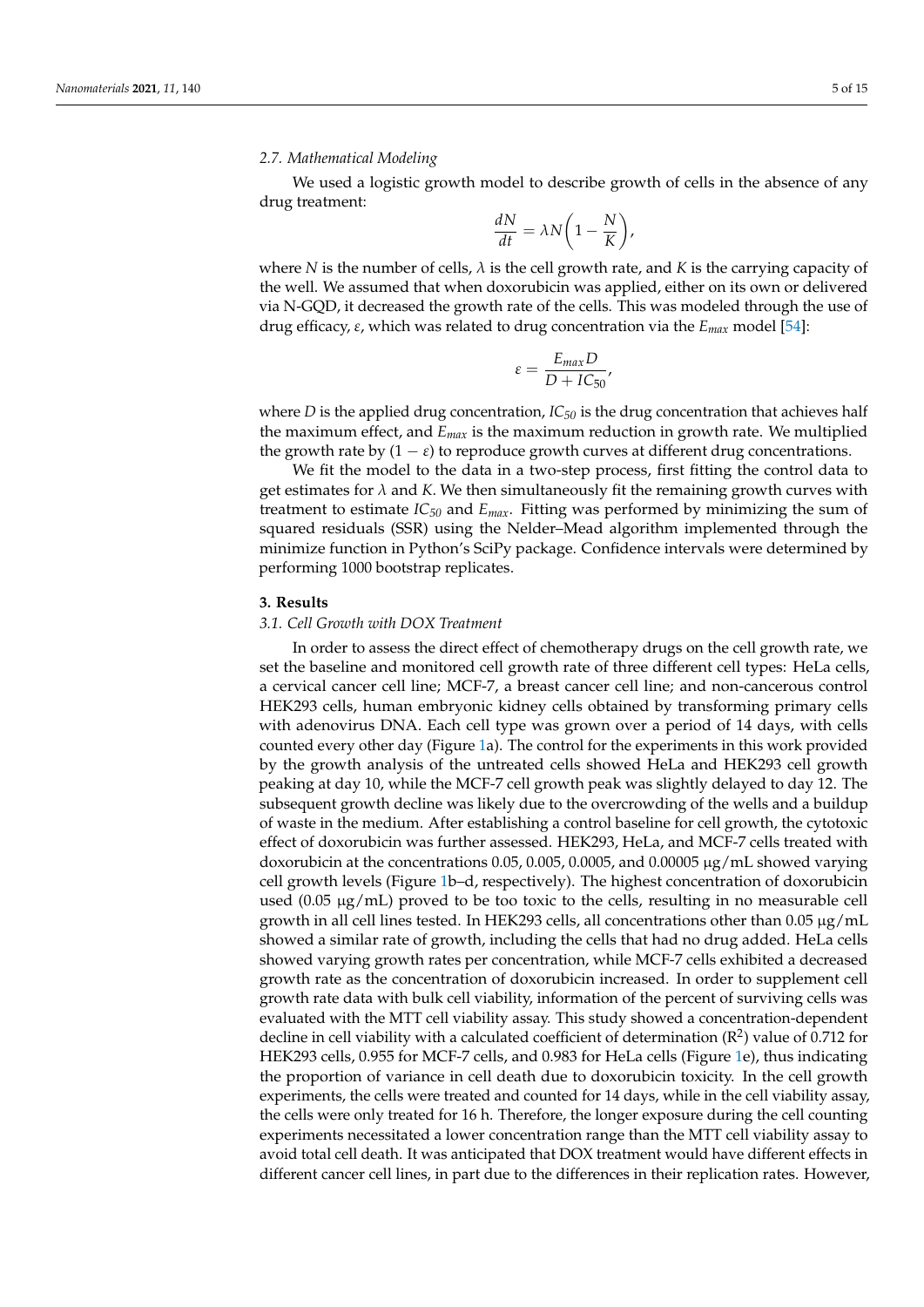### 2.7. Mathematical Modeling

We used a logistic growth model to describe growth of cells in the absence of any drug treatment:

$$\frac{dN}{dt} = \lambda N\left(1 - \frac{N}{K}\right),$$

where $N$ is the number of cells, $\lambda$ is the cell growth rate, and $K$ is the carrying capacity of the well. We assumed that when doxorubicin was applied, either on its own or delivered via N-GQD, it decreased the growth rate of the cells. This was modeled through the use of drug efficacy, $\varepsilon$, which was related to drug concentration via the $E_{max}$ model [54]:

$$\varepsilon = \frac{E_{max} D}{D + IC_{50}},$$

where $D$ is the applied drug concentration, $IC_{50}$ is the drug concentration that achieves half the maximum effect, and $E_{max}$ is the maximum reduction in growth rate. We multiplied the growth rate by $(1 - \varepsilon)$ to reproduce growth curves at different drug concentrations.

We fit the model to the data in a two-step process, first fitting the control data to get estimates for $\lambda$ and $K$. We then simultaneously fit the remaining growth curves with treatment to estimate $IC_{50}$ and $E_{max}$. Fitting was performed by minimizing the sum of squared residuals (SSR) using the Nelder–Mead algorithm implemented through the minimize function in Python's SciPy package. Confidence intervals were determined by performing 1000 bootstrap replicates.

## 3. Results

### 3.1. Cell Growth with DOX Treatment

In order to assess the direct effect of chemotherapy drugs on the cell growth rate, we set the baseline and monitored cell growth rate of three different cell types: HeLa cells, a cervical cancer cell line; MCF-7, a breast cancer cell line; and non-cancerous control HEK293 cells, human embryonic kidney cells obtained by transforming primary cells with adenovirus DNA. Each cell type was grown over a period of 14 days, with cells counted every other day (Figure 1a). The control for the experiments in this work provided by the growth analysis of the untreated cells showed HeLa and HEK293 cell growth peaking at day 10, while the MCF-7 cell growth peak was slightly delayed to day 12. The subsequent growth decline was likely due to the overcrowding of the wells and a buildup of waste in the medium. After establishing a control baseline for cell growth, the cytotoxic effect of doxorubicin was further assessed. HEK293, HeLa, and MCF-7 cells treated with doxorubicin at the concentrations 0.05, 0.005, 0.0005, and 0.00005 μg/mL showed varying cell growth levels (Figure 1b–d, respectively). The highest concentration of doxorubicin used (0.05 μg/mL) proved to be too toxic to the cells, resulting in no measurable cell growth in all cell lines tested. In HEK293 cells, all concentrations other than 0.05 μg/mL showed a similar rate of growth, including the cells that had no drug added. HeLa cells showed varying growth rates per concentration, while MCF-7 cells exhibited a decreased growth rate as the concentration of doxorubicin increased. In order to supplement cell growth rate data with bulk cell viability, information of the percent of surviving cells was evaluated with the MTT cell viability assay. This study showed a concentration-dependent decline in cell viability with a calculated coefficient of determination ($R^2$) value of 0.712 for HEK293 cells, 0.955 for MCF-7 cells, and 0.983 for HeLa cells (Figure 1e), thus indicating the proportion of variance in cell death due to doxorubicin toxicity. In the cell growth experiments, the cells were treated and counted for 14 days, while in the cell viability assay, the cells were only treated for 16 h. Therefore, the longer exposure during the cell counting experiments necessitated a lower concentration range than the MTT cell viability assay to avoid total cell death. It was anticipated that DOX treatment would have different effects in different cancer cell lines, in part due to the differences in their replication rates. However,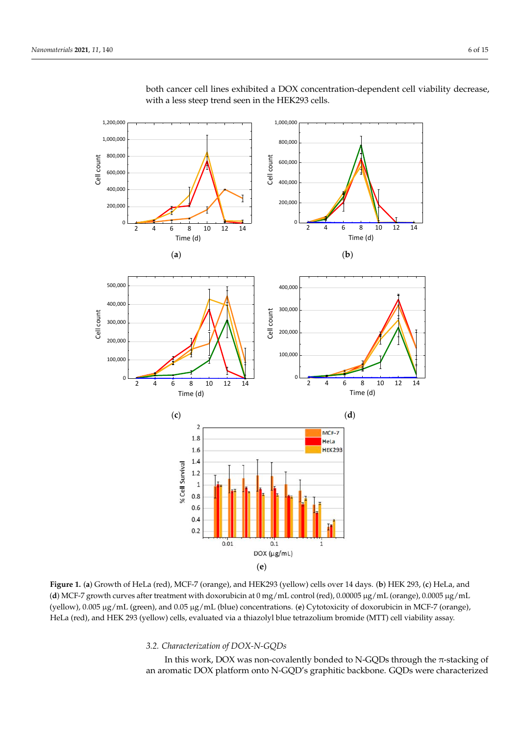both cancer cell lines exhibited a DOX concentration-dependent cell viability decrease, with a less steep trend seen in the HEK293 cells.

1,200,000
1,000,000
800,000
600,000
400,000
200,000
0
Cell count
2 4 6 8 10 12 14
Time (d)

(a)

1,000,000
800,000
600,000
400,000
200,000
0
Cell count
2 4 6 8 10 12 14
Time (d)

(b)

500,000
400,000
300,000
200,000
100,000
0
Cell count
2 4 6 8 10 12 14
Time (d)

(c)

400,000
300,000
200,000
100,000
0
Cell count
2 4 6 8 10 12 14
Time (d)

(d)

2
1.8
1.6
1.4
1.2
1
0.8
0.6
0.4
0.2
% Cell Survival
0.01 0.1 1
DOX (μg/mL)
MCF-7
HeLa
HEK293

(e)

**Figure 1.** (**a**) Growth of HeLa (red), MCF-7 (orange), and HEK293 (yellow) cells over 14 days. (**b**) HEK 293, (**c**) HeLa, and (**d**) MCF-7 growth curves after treatment with doxorubicin at 0 mg/mL control (red), 0.00005 μg/mL (orange), 0.0005 μg/mL (yellow), 0.005 μg/mL (green), and 0.05 μg/mL (blue) concentrations. (**e**) Cytotoxicity of doxorubicin in MCF-7 (orange), HeLa (red), and HEK 293 (yellow) cells, evaluated via a thiazolyl blue tetrazolium bromide (MTT) cell viability assay.

### 3.2. Characterization of DOX-N-GQDs

In this work, DOX was non-covalently bonded to N-GQDs through the π-stacking of an aromatic DOX platform onto N-GQD's graphitic backbone. GQDs were characterized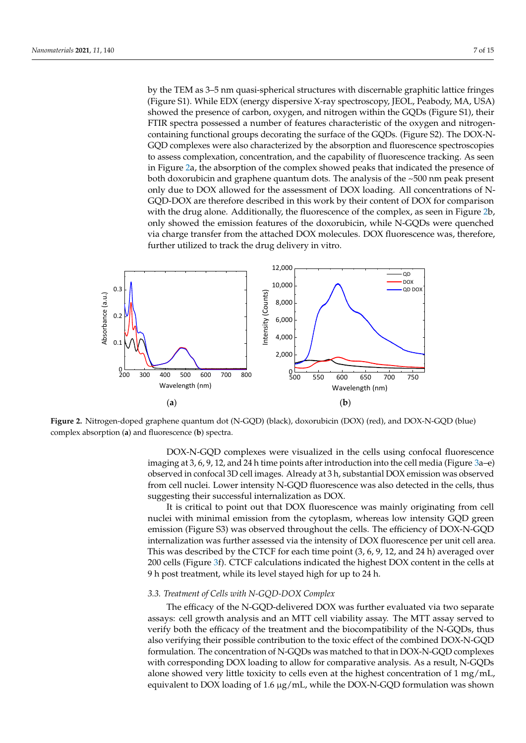by the TEM as 3–5 nm quasi-spherical structures with discernable graphitic lattice fringes (Figure S1). While EDX (energy dispersive X-ray spectroscopy, JEOL, Peabody, MA, USA) showed the presence of carbon, oxygen, and nitrogen within the GQDs (Figure S1), their FTIR spectra possessed a number of features characteristic of the oxygen and nitrogen-containing functional groups decorating the surface of the GQDs. (Figure S2). The DOX-N-GQD complexes were also characterized by the absorption and fluorescence spectroscopies to assess complexation, concentration, and the capability of fluorescence tracking. As seen in Figure 2a, the absorption of the complex showed peaks that indicated the presence of both doxorubicin and graphene quantum dots. The analysis of the ~500 nm peak present only due to DOX allowed for the assessment of DOX loading. All concentrations of N-GQD-DOX are therefore described in this work by their content of DOX for comparison with the drug alone. Additionally, the fluorescence of the complex, as seen in Figure 2b, only showed the emission features of the doxorubicin, while N-GQDs were quenched via charge transfer from the attached DOX molecules. DOX fluorescence was, therefore, further utilized to track the drug delivery in vitro.

Absorbance (a.u.)
0.3
0.2
0.1
0
200 300 400 500 600 700 800
Wavelength (nm)
(a)

12,000
10,000
8,000
6,000
4,000
2,000
0
Intensity (Counts)
500 550 600 650 700 750
Wavelength (nm)
QD
DOX
QD DOX
(b)

**Figure 2.** Nitrogen-doped graphene quantum dot (N-GQD) (black), doxorubicin (DOX) (red), and DOX-N-GQD (blue) complex absorption (**a**) and fluorescence (**b**) spectra.

DOX-N-GQD complexes were visualized in the cells using confocal fluorescence imaging at 3, 6, 9, 12, and 24 h time points after introduction into the cell media (Figure 3a–e) observed in confocal 3D cell images. Already at 3 h, substantial DOX emission was observed from cell nuclei. Lower intensity N-GQD fluorescence was also detected in the cells, thus suggesting their successful internalization as DOX.

It is critical to point out that DOX fluorescence was mainly originating from cell nuclei with minimal emission from the cytoplasm, whereas low intensity GQD green emission (Figure S3) was observed throughout the cells. The efficiency of DOX-N-GQD internalization was further assessed via the intensity of DOX fluorescence per unit cell area. This was described by the CTCF for each time point (3, 6, 9, 12, and 24 h) averaged over 200 cells (Figure 3f). CTCF calculations indicated the highest DOX content in the cells at 9 h post treatment, while its level stayed high for up to 24 h.

### 3.3. Treatment of Cells with N-GQD-DOX Complex

The efficacy of the N-GQD-delivered DOX was further evaluated via two separate assays: cell growth analysis and an MTT cell viability assay. The MTT assay served to verify both the efficacy of the treatment and the biocompatibility of the N-GQDs, thus also verifying their possible contribution to the toxic effect of the combined DOX-N-GQD formulation. The concentration of N-GQDs was matched to that in DOX-N-GQD complexes with corresponding DOX loading to allow for comparative analysis. As a result, N-GQDs alone showed very little toxicity to cells even at the highest concentration of 1 mg/mL, equivalent to DOX loading of 1.6 μg/mL, while the DOX-N-GQD formulation was shown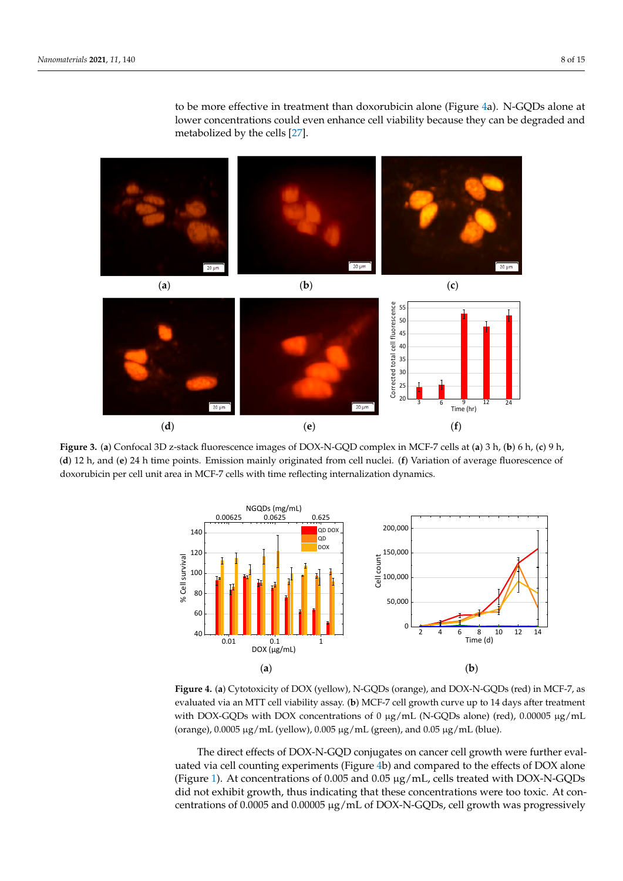to be more effective in treatment than doxorubicin alone (Figure 4a). N-GQDs alone at lower concentrations could even enhance cell viability because they can be degraded and metabolized by the cells [27].

**Figure 3.** (**a**) Confocal 3D z-stack fluorescence images of DOX-N-GQD complex in MCF-7 cells at (**a**) 3 h, (**b**) 6 h, (**c**) 9 h, (**d**) 12 h, and (**e**) 24 h time points. Emission mainly originated from cell nuclei. (**f**) Variation of average fluorescence of doxorubicin per cell unit area in MCF-7 cells with time reflecting internalization dynamics.

**Figure 4.** (**a**) Cytotoxicity of DOX (yellow), N-GQDs (orange), and DOX-N-GQDs (red) in MCF-7, as evaluated via an MTT cell viability assay. (**b**) MCF-7 cell growth curve up to 14 days after treatment with DOX-GQDs with DOX concentrations of 0 µg/mL (N-GQDs alone) (red), 0.00005 µg/mL (orange), 0.0005 µg/mL (yellow), 0.005 µg/mL (green), and 0.05 µg/mL (blue).

The direct effects of DOX-N-GQD conjugates on cancer cell growth were further evaluated via cell counting experiments (Figure 4b) and compared to the effects of DOX alone (Figure 1). At concentrations of 0.005 and 0.05 µg/mL, cells treated with DOX-N-GQDs did not exhibit growth, thus indicating that these concentrations were too toxic. At concentrations of 0.0005 and 0.00005 µg/mL of DOX-N-GQDs, cell growth was progressively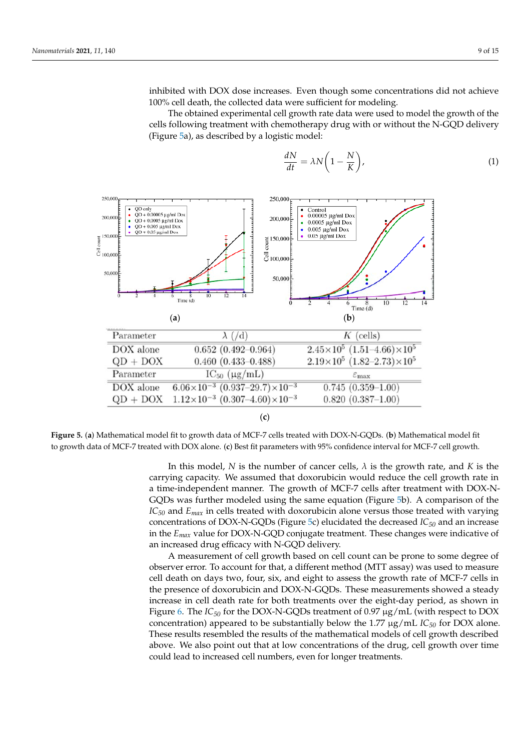inhibited with DOX dose increases. Even though some concentrations did not achieve 100% cell death, the collected data were sufficient for modeling.

The obtained experimental cell growth rate data were used to model the growth of the cells following treatment with chemotherapy drug with or without the N-GQD delivery (Figure 5a), as described by a logistic model:

$$\frac{dN}{dt} = \lambda N\left(1 - \frac{N}{K}\right), \tag{1}$$

(a)

(b)

| Parameter | $\lambda$ (/d) | $K$ (cells) |
|---|---|---|
| DOX alone | 0.652 (0.492–0.964) | $2.45\times10^5$ $(1.51\text{–}4.66)\times10^5$ |
| QD + DOX | 0.460 (0.433–0.488) | $2.19\times10^5$ $(1.82\text{–}2.73)\times10^5$ |
| **Parameter** | **$IC_{50}$ (μg/mL)** | **$\varepsilon_{max}$** |
| DOX alone | $6.06\times10^{-3}$ $(0.937\text{–}29.7)\times10^{-3}$ | 0.745 (0.359–1.00) |
| QD + DOX | $1.12\times10^{-3}$ $(0.307\text{–}4.60)\times10^{-3}$ | 0.820 (0.387–1.00) |

(c)

**Figure 5.** (**a**) Mathematical model fit to growth data of MCF-7 cells treated with DOX-N-GQDs. (**b**) Mathematical model fit to growth data of MCF-7 treated with DOX alone. (**c**) Best fit parameters with 95% confidence interval for MCF-7 cell growth.

In this model, $N$ is the number of cancer cells, $\lambda$ is the growth rate, and $K$ is the carrying capacity. We assumed that doxorubicin would reduce the cell growth rate in a time-independent manner. The growth of MCF-7 cells after treatment with DOX-N-GQDs was further modeled using the same equation (Figure 5b). A comparison of the $IC_{50}$ and $E_{max}$ in cells treated with doxorubicin alone versus those treated with varying concentrations of DOX-N-GQDs (Figure 5c) elucidated the decreased $IC_{50}$ and an increase in the $E_{max}$ value for DOX-N-GQD conjugate treatment. These changes were indicative of an increased drug efficacy with N-GQD delivery.

A measurement of cell growth based on cell count can be prone to some degree of observer error. To account for that, a different method (MTT assay) was used to measure cell death on days two, four, six, and eight to assess the growth rate of MCF-7 cells in the presence of doxorubicin and DOX-N-GQDs. These measurements showed a steady increase in cell death rate for both treatments over the eight-day period, as shown in Figure 6. The $IC_{50}$ for the DOX-N-GQDs treatment of 0.97 μg/mL (with respect to DOX concentration) appeared to be substantially below the 1.77 μg/mL $IC_{50}$ for DOX alone. These results resembled the results of the mathematical models of cell growth described above. We also point out that at low concentrations of the drug, cell growth over time could lead to increased cell numbers, even for longer treatments.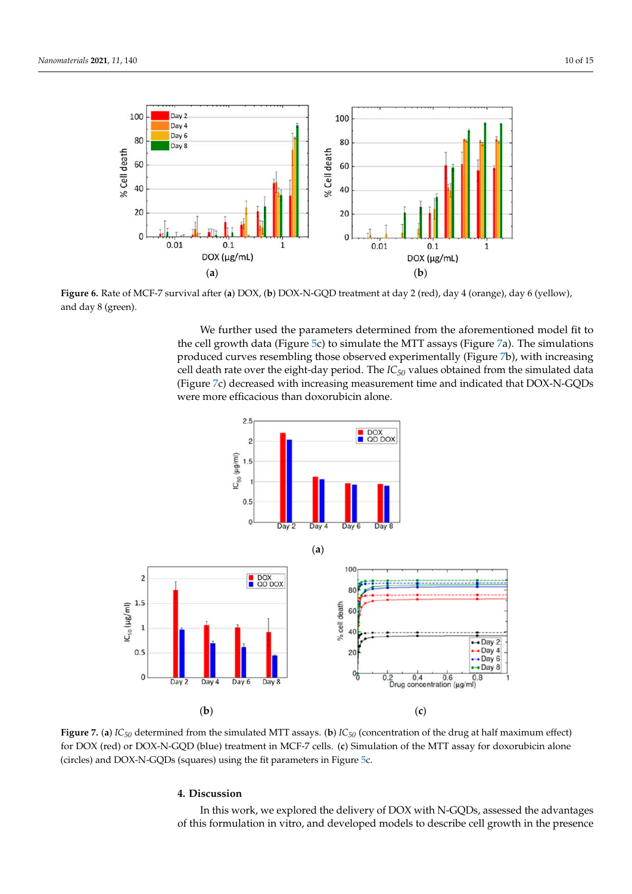% Cell death

Day 2
Day 4
Day 6
Day 8

100
80
60
40
20
0

0.01
0.1
1

DOX (μg/mL)

(**a**)

% Cell death

100
80
60
40
20
0

0.01
0.1
1

DOX (μg/mL)

(**b**)

**Figure 6.** Rate of MCF-7 survival after (**a**) DOX, (**b**) DOX-N-GQD treatment at day 2 (red), day 4 (orange), day 6 (yellow), and day 8 (green).

We further used the parameters determined from the aforementioned model fit to the cell growth data (Figure 5c) to simulate the MTT assays (Figure 7a). The simulations produced curves resembling those observed experimentally (Figure 7b), with increasing cell death rate over the eight-day period. The $IC_{50}$ values obtained from the simulated data (Figure 7c) decreased with increasing measurement time and indicated that DOX-N-GQDs were more efficacious than doxorubicin alone.

$IC_{50}$ (μg/ml)

2.5
2
1.5
1
0.5
0

DOX
QD DOX

Day 2
Day 4
Day 6
Day 8

(**a**)

$IC_{50}$ (μg/ml)

2
1.5
1
0.5
0

DOX
QD DOX

Day 2
Day 4
Day 6
Day 8

(**b**)

% cell death

100
80
60
40
20
0

0
0.2
0.4
0.6
0.8
1

Drug concentration (μg/ml)

Day 2
Day 4
Day 6
Day 8

(**c**)

**Figure 7.** (**a**) $IC_{50}$ determined from the simulated MTT assays. (**b**) $IC_{50}$ (concentration of the drug at half maximum effect) for DOX (red) or DOX-N-GQD (blue) treatment in MCF-7 cells. (**c**) Simulation of the MTT assay for doxorubicin alone (circles) and DOX-N-GQDs (squares) using the fit parameters in Figure 5c.

## 4. Discussion

In this work, we explored the delivery of DOX with N-GQDs, assessed the advantages of this formulation in vitro, and developed models to describe cell growth in the presence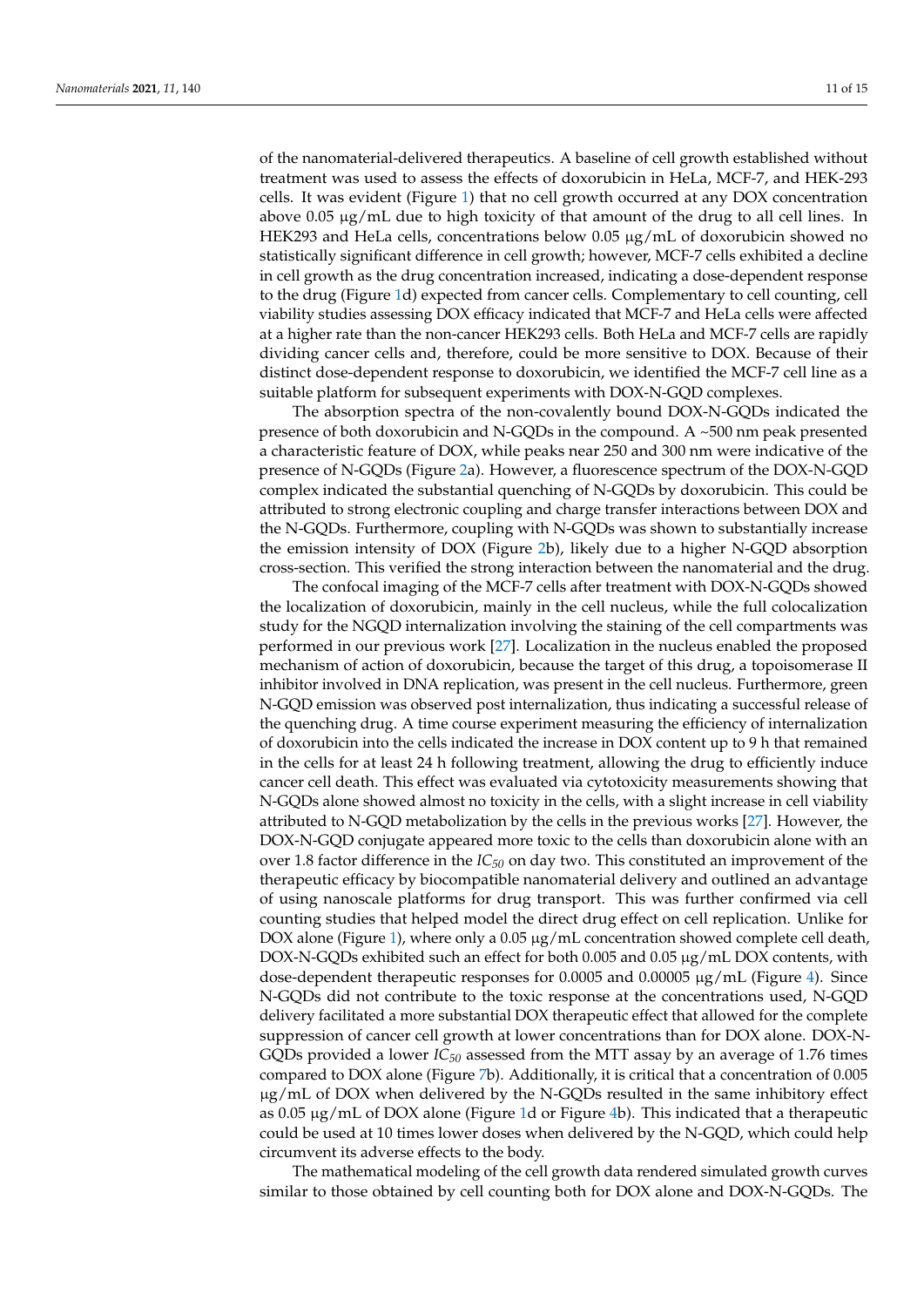of the nanomaterial-delivered therapeutics. A baseline of cell growth established without treatment was used to assess the effects of doxorubicin in HeLa, MCF-7, and HEK-293 cells. It was evident (Figure 1) that no cell growth occurred at any DOX concentration above 0.05 μg/mL due to high toxicity of that amount of the drug to all cell lines. In HEK293 and HeLa cells, concentrations below 0.05 μg/mL of doxorubicin showed no statistically significant difference in cell growth; however, MCF-7 cells exhibited a decline in cell growth as the drug concentration increased, indicating a dose-dependent response to the drug (Figure 1d) expected from cancer cells. Complementary to cell counting, cell viability studies assessing DOX efficacy indicated that MCF-7 and HeLa cells were affected at a higher rate than the non-cancer HEK293 cells. Both HeLa and MCF-7 cells are rapidly dividing cancer cells and, therefore, could be more sensitive to DOX. Because of their distinct dose-dependent response to doxorubicin, we identified the MCF-7 cell line as a suitable platform for subsequent experiments with DOX-N-GQD complexes.

The absorption spectra of the non-covalently bound DOX-N-GQDs indicated the presence of both doxorubicin and N-GQDs in the compound. A ~500 nm peak presented a characteristic feature of DOX, while peaks near 250 and 300 nm were indicative of the presence of N-GQDs (Figure 2a). However, a fluorescence spectrum of the DOX-N-GQD complex indicated the substantial quenching of N-GQDs by doxorubicin. This could be attributed to strong electronic coupling and charge transfer interactions between DOX and the N-GQDs. Furthermore, coupling with N-GQDs was shown to substantially increase the emission intensity of DOX (Figure 2b), likely due to a higher N-GQD absorption cross-section. This verified the strong interaction between the nanomaterial and the drug.

The confocal imaging of the MCF-7 cells after treatment with DOX-N-GQDs showed the localization of doxorubicin, mainly in the cell nucleus, while the full colocalization study for the NGQD internalization involving the staining of the cell compartments was performed in our previous work [27]. Localization in the nucleus enabled the proposed mechanism of action of doxorubicin, because the target of this drug, a topoisomerase II inhibitor involved in DNA replication, was present in the cell nucleus. Furthermore, green N-GQD emission was observed post internalization, thus indicating a successful release of the quenching drug. A time course experiment measuring the efficiency of internalization of doxorubicin into the cells indicated the increase in DOX content up to 9 h that remained in the cells for at least 24 h following treatment, allowing the drug to efficiently induce cancer cell death. This effect was evaluated via cytotoxicity measurements showing that N-GQDs alone showed almost no toxicity in the cells, with a slight increase in cell viability attributed to N-GQD metabolization by the cells in the previous works [27]. However, the DOX-N-GQD conjugate appeared more toxic to the cells than doxorubicin alone with an over 1.8 factor difference in the $IC_{50}$ on day two. This constituted an improvement of the therapeutic efficacy by biocompatible nanomaterial delivery and outlined an advantage of using nanoscale platforms for drug transport. This was further confirmed via cell counting studies that helped model the direct drug effect on cell replication. Unlike for DOX alone (Figure 1), where only a 0.05 μg/mL concentration showed complete cell death, DOX-N-GQDs exhibited such an effect for both 0.005 and 0.05 μg/mL DOX contents, with dose-dependent therapeutic responses for 0.0005 and 0.00005 μg/mL (Figure 4). Since N-GQDs did not contribute to the toxic response at the concentrations used, N-GQD delivery facilitated a more substantial DOX therapeutic effect that allowed for the complete suppression of cancer cell growth at lower concentrations than for DOX alone. DOX-N-GQDs provided a lower $IC_{50}$ assessed from the MTT assay by an average of 1.76 times compared to DOX alone (Figure 7b). Additionally, it is critical that a concentration of 0.005 μg/mL of DOX when delivered by the N-GQDs resulted in the same inhibitory effect as 0.05 μg/mL of DOX alone (Figure 1d or Figure 4b). This indicated that a therapeutic could be used at 10 times lower doses when delivered by the N-GQD, which could help circumvent its adverse effects to the body.

The mathematical modeling of the cell growth data rendered simulated growth curves similar to those obtained by cell counting both for DOX alone and DOX-N-GQDs. The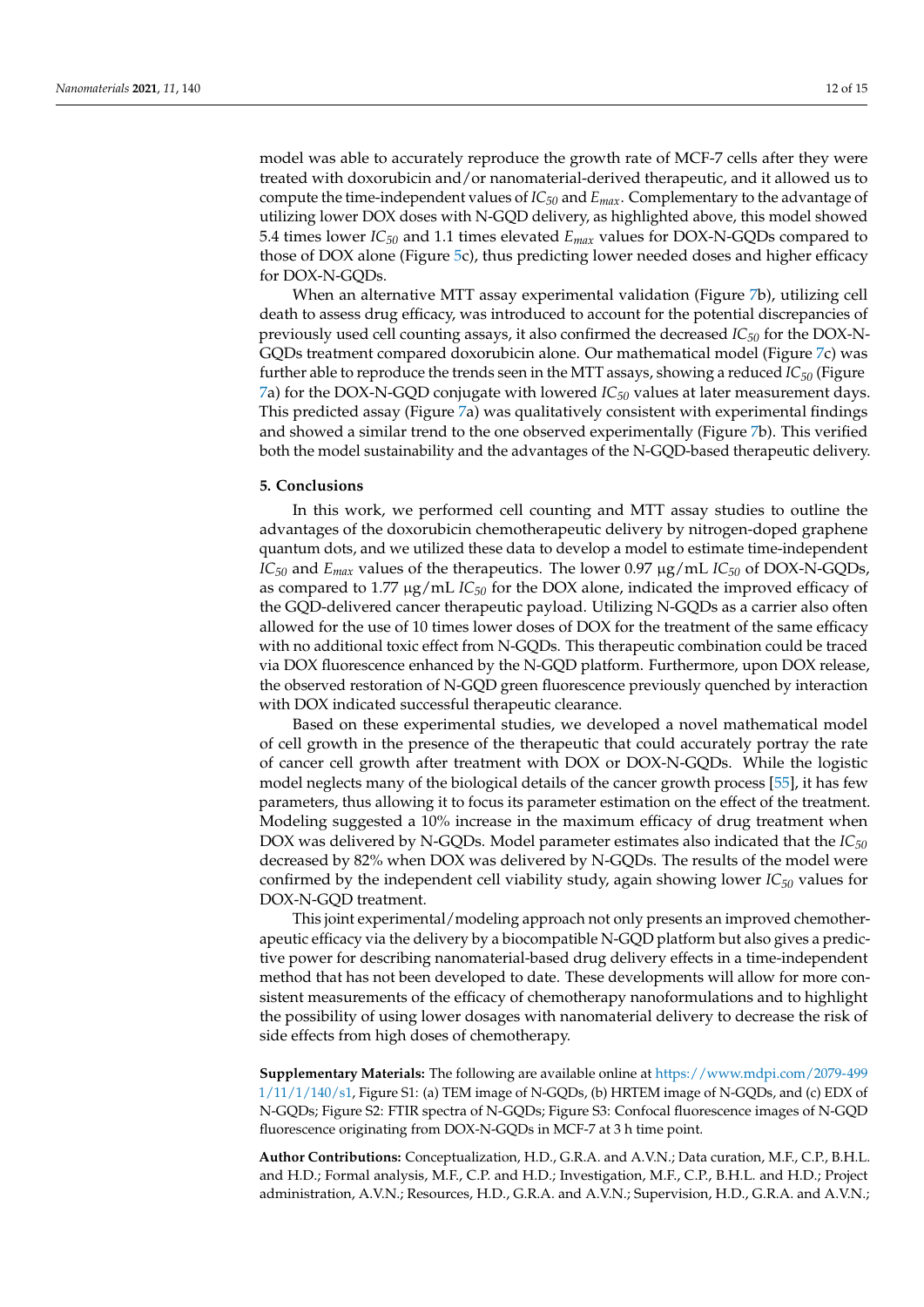model was able to accurately reproduce the growth rate of MCF-7 cells after they were treated with doxorubicin and/or nanomaterial-derived therapeutic, and it allowed us to compute the time-independent values of $IC_{50}$ and $E_{max}$. Complementary to the advantage of utilizing lower DOX doses with N-GQD delivery, as highlighted above, this model showed 5.4 times lower $IC_{50}$ and 1.1 times elevated $E_{max}$ values for DOX-N-GQDs compared to those of DOX alone (Figure 5c), thus predicting lower needed doses and higher efficacy for DOX-N-GQDs.

When an alternative MTT assay experimental validation (Figure 7b), utilizing cell death to assess drug efficacy, was introduced to account for the potential discrepancies of previously used cell counting assays, it also confirmed the decreased $IC_{50}$ for the DOX-N-GQDs treatment compared doxorubicin alone. Our mathematical model (Figure 7c) was further able to reproduce the trends seen in the MTT assays, showing a reduced $IC_{50}$ (Figure 7a) for the DOX-N-GQD conjugate with lowered $IC_{50}$ values at later measurement days. This predicted assay (Figure 7a) was qualitatively consistent with experimental findings and showed a similar trend to the one observed experimentally (Figure 7b). This verified both the model sustainability and the advantages of the N-GQD-based therapeutic delivery.

## 5. Conclusions

In this work, we performed cell counting and MTT assay studies to outline the advantages of the doxorubicin chemotherapeutic delivery by nitrogen-doped graphene quantum dots, and we utilized these data to develop a model to estimate time-independent $IC_{50}$ and $E_{max}$ values of the therapeutics. The lower 0.97 μg/mL $IC_{50}$ of DOX-N-GQDs, as compared to 1.77 μg/mL $IC_{50}$ for the DOX alone, indicated the improved efficacy of the GQD-delivered cancer therapeutic payload. Utilizing N-GQDs as a carrier also often allowed for the use of 10 times lower doses of DOX for the treatment of the same efficacy with no additional toxic effect from N-GQDs. This therapeutic combination could be traced via DOX fluorescence enhanced by the N-GQD platform. Furthermore, upon DOX release, the observed restoration of N-GQD green fluorescence previously quenched by interaction with DOX indicated successful therapeutic clearance.

Based on these experimental studies, we developed a novel mathematical model of cell growth in the presence of the therapeutic that could accurately portray the rate of cancer cell growth after treatment with DOX or DOX-N-GQDs. While the logistic model neglects many of the biological details of the cancer growth process [55], it has few parameters, thus allowing it to focus its parameter estimation on the effect of the treatment. Modeling suggested a 10% increase in the maximum efficacy of drug treatment when DOX was delivered by N-GQDs. Model parameter estimates also indicated that the $IC_{50}$ decreased by 82% when DOX was delivered by N-GQDs. The results of the model were confirmed by the independent cell viability study, again showing lower $IC_{50}$ values for DOX-N-GQD treatment.

This joint experimental/modeling approach not only presents an improved chemotherapeutic efficacy via the delivery by a biocompatible N-GQD platform but also gives a predictive power for describing nanomaterial-based drug delivery effects in a time-independent method that has not been developed to date. These developments will allow for more consistent measurements of the efficacy of chemotherapy nanoformulations and to highlight the possibility of using lower dosages with nanomaterial delivery to decrease the risk of side effects from high doses of chemotherapy.

**Supplementary Materials:** The following are available online at https://www.mdpi.com/2079-4991/11/1/140/s1, Figure S1: (a) TEM image of N-GQDs, (b) HRTEM image of N-GQDs, and (c) EDX of N-GQDs; Figure S2: FTIR spectra of N-GQDs; Figure S3: Confocal fluorescence images of N-GQD fluorescence originating from DOX-N-GQDs in MCF-7 at 3 h time point.

**Author Contributions:** Conceptualization, H.D., G.R.A. and A.V.N.; Data curation, M.F., C.P., B.H.L. and H.D.; Formal analysis, M.F., C.P. and H.D.; Investigation, M.F., C.P., B.H.L. and H.D.; Project administration, A.V.N.; Resources, H.D., G.R.A. and A.V.N.; Supervision, H.D., G.R.A. and A.V.N.;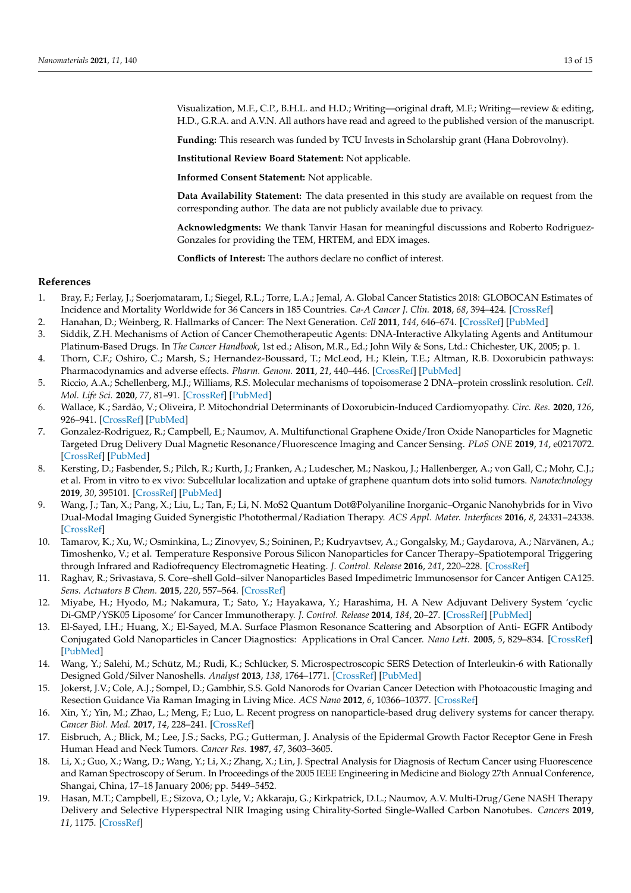Visualization, M.F., C.P., B.H.L. and H.D.; Writing—original draft, M.F.; Writing—review & editing, H.D., G.R.A. and A.V.N. All authors have read and agreed to the published version of the manuscript.

**Funding:** This research was funded by TCU Invests in Scholarship grant (Hana Dobrovolny).

**Institutional Review Board Statement:** Not applicable.

**Informed Consent Statement:** Not applicable.

**Data Availability Statement:** The data presented in this study are available on request from the corresponding author. The data are not publicly available due to privacy.

**Acknowledgments:** We thank Tanvir Hasan for meaningful discussions and Roberto Rodriguez-Gonzales for providing the TEM, HRTEM, and EDX images.

**Conflicts of Interest:** The authors declare no conflict of interest.

## References

1. Bray, F.; Ferlay, J.; Soerjomataram, I.; Siegel, R.L.; Torre, L.A.; Jemal, A. Global Cancer Statistics 2018: GLOBOCAN Estimates of Incidence and Mortality Worldwide for 36 Cancers in 185 Countries. *Ca-A Cancer J. Clin.* **2018**, *68*, 394–424. [CrossRef]
2. Hanahan, D.; Weinberg, R. Hallmarks of Cancer: The Next Generation. *Cell* **2011**, *144*, 646–674. [CrossRef] [PubMed]
3. Siddik, Z.H. Mechanisms of Action of Cancer Chemotherapeutic Agents: DNA-Interactive Alkylating Agents and Antitumour Platinum-Based Drugs. In *The Cancer Handbook*, 1st ed.; Alison, M.R., Ed.; John Wily & Sons, Ltd.: Chichester, UK, 2005; p. 1.
4. Thorn, C.F.; Oshiro, C.; Marsh, S.; Hernandez-Boussard, T.; McLeod, H.; Klein, T.E.; Altman, R.B. Doxorubicin pathways: Pharmacodynamics and adverse effects. *Pharm. Genom.* **2011**, *21*, 440–446. [CrossRef] [PubMed]
5. Riccio, A.A.; Schellenberg, M.J.; Williams, R.S. Molecular mechanisms of topoisomerase 2 DNA–protein crosslink resolution. *Cell. Mol. Life Sci.* **2020**, *77*, 81–91. [CrossRef] [PubMed]
6. Wallace, K.; Sardão, V.; Oliveira, P. Mitochondrial Determinants of Doxorubicin-Induced Cardiomyopathy. *Circ. Res.* **2020**, *126*, 926–941. [CrossRef] [PubMed]
7. Gonzalez-Rodriguez, R.; Campbell, E.; Naumov, A. Multifunctional Graphene Oxide/Iron Oxide Nanoparticles for Magnetic Targeted Drug Delivery Dual Magnetic Resonance/Fluorescence Imaging and Cancer Sensing. *PLoS ONE* **2019**, *14*, e0217072. [CrossRef] [PubMed]
8. Kersting, D.; Fasbender, S.; Pilch, R.; Kurth, J.; Franken, A.; Ludescher, M.; Naskou, J.; Hallenberger, A.; von Gall, C.; Mohr, C.J.; et al. From in vitro to ex vivo: Subcellular localization and uptake of graphene quantum dots into solid tumors. *Nanotechnology* **2019**, *30*, 395101. [CrossRef] [PubMed]
9. Wang, J.; Tan, X.; Pang, X.; Liu, L.; Tan, F.; Li, N. MoS2 Quantum Dot@Polyaniline Inorganic–Organic Nanohybrids for in Vivo Dual-Modal Imaging Guided Synergistic Photothermal/Radiation Therapy. *ACS Appl. Mater. Interfaces* **2016**, *8*, 24331–24338. [CrossRef]
10. Tamarov, K.; Xu, W.; Osminkina, L.; Zinovyev, S.; Soininen, P.; Kudryavtsev, A.; Gongalsky, M.; Gaydarova, A.; Närvänen, A.; Timoshenko, V.; et al. Temperature Responsive Porous Silicon Nanoparticles for Cancer Therapy–Spatiotemporal Triggering through Infrared and Radiofrequency Electromagnetic Heating. *J. Control. Release* **2016**, *241*, 220–228. [CrossRef]
11. Raghav, R.; Srivastava, S. Core–shell Gold–silver Nanoparticles Based Impedimetric Immunosensor for Cancer Antigen CA125. *Sens. Actuators B Chem.* **2015**, *220*, 557–564. [CrossRef]
12. Miyabe, H.; Hyodo, M.; Nakamura, T.; Sato, Y.; Hayakawa, Y.; Harashima, H. A New Adjuvant Delivery System 'cyclic Di-GMP/YSK05 Liposome' for Cancer Immunotherapy. *J. Control. Release* **2014**, *184*, 20–27. [CrossRef] [PubMed]
13. El-Sayed, I.H.; Huang, X.; El-Sayed, M.A. Surface Plasmon Resonance Scattering and Absorption of Anti- EGFR Antibody Conjugated Gold Nanoparticles in Cancer Diagnostics: Applications in Oral Cancer. *Nano Lett.* **2005**, *5*, 829–834. [CrossRef] [PubMed]
14. Wang, Y.; Salehi, M.; Schütz, M.; Rudi, K.; Schlücker, S. Microspectroscopic SERS Detection of Interleukin-6 with Rationally Designed Gold/Silver Nanoshells. *Analyst* **2013**, *138*, 1764–1771. [CrossRef] [PubMed]
15. Jokerst, J.V.; Cole, A.J.; Sompel, D.; Gambhir, S.S. Gold Nanorods for Ovarian Cancer Detection with Photoacoustic Imaging and Resection Guidance Via Raman Imaging in Living Mice. *ACS Nano* **2012**, *6*, 10366–10377. [CrossRef]
16. Xin, Y.; Yin, M.; Zhao, L.; Meng, F.; Luo, L. Recent progress on nanoparticle-based drug delivery systems for cancer therapy. *Cancer Biol. Med.* **2017**, *14*, 228–241. [CrossRef]
17. Eisbruch, A.; Blick, M.; Lee, J.S.; Sacks, P.G.; Gutterman, J. Analysis of the Epidermal Growth Factor Receptor Gene in Fresh Human Head and Neck Tumors. *Cancer Res.* **1987**, *47*, 3603–3605.
18. Li, X.; Guo, X.; Wang, D.; Wang, Y.; Li, X.; Zhang, X.; Lin, J. Spectral Analysis for Diagnosis of Rectum Cancer using Fluorescence and Raman Spectroscopy of Serum. In Proceedings of the 2005 IEEE Engineering in Medicine and Biology 27th Annual Conference, Shangai, China, 17–18 January 2006; pp. 5449–5452.
19. Hasan, M.T.; Campbell, E.; Sizova, O.; Lyle, V.; Akkaraju, G.; Kirkpatrick, D.L.; Naumov, A.V. Multi-Drug/Gene NASH Therapy Delivery and Selective Hyperspectral NIR Imaging using Chirality-Sorted Single-Walled Carbon Nanotubes. *Cancers* **2019**, *11*, 1175. [CrossRef]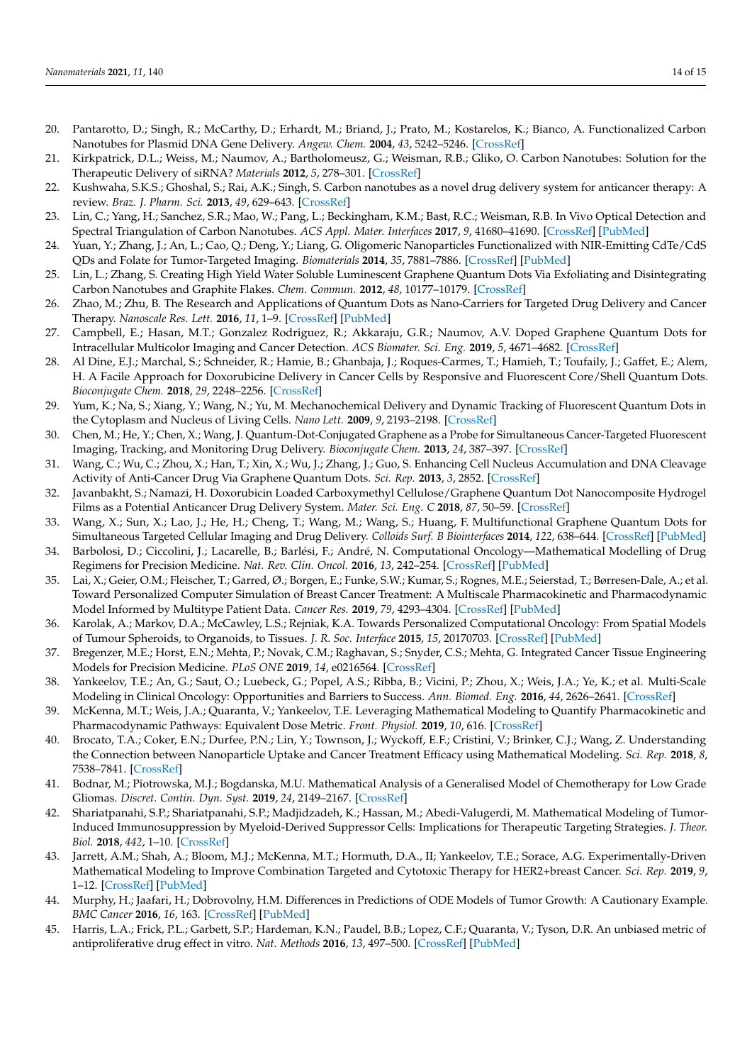20. Pantarotto, D.; Singh, R.; McCarthy, D.; Erhardt, M.; Briand, J.; Prato, M.; Kostarelos, K.; Bianco, A. Functionalized Carbon Nanotubes for Plasmid DNA Gene Delivery. *Angew. Chem.* **2004**, *43*, 5242–5246. [CrossRef]
21. Kirkpatrick, D.L.; Weiss, M.; Naumov, A.; Bartholomeusz, G.; Weisman, R.B.; Gliko, O. Carbon Nanotubes: Solution for the Therapeutic Delivery of siRNA? *Materials* **2012**, *5*, 278–301. [CrossRef]
22. Kushwaha, S.K.S.; Ghoshal, S.; Rai, A.K.; Singh, S. Carbon nanotubes as a novel drug delivery system for anticancer therapy: A review. *Braz. J. Pharm. Sci.* **2013**, *49*, 629–643. [CrossRef]
23. Lin, C.; Yang, H.; Sanchez, S.R.; Mao, W.; Pang, L.; Beckingham, K.M.; Bast, R.C.; Weisman, R.B. In Vivo Optical Detection and Spectral Triangulation of Carbon Nanotubes. *ACS Appl. Mater. Interfaces* **2017**, *9*, 41680–41690. [CrossRef] [PubMed]
24. Yuan, Y.; Zhang, J.; An, L.; Cao, Q.; Deng, Y.; Liang, G. Oligomeric Nanoparticles Functionalized with NIR-Emitting CdTe/CdS QDs and Folate for Tumor-Targeted Imaging. *Biomaterials* **2014**, *35*, 7881–7886. [CrossRef] [PubMed]
25. Lin, L.; Zhang, S. Creating High Yield Water Soluble Luminescent Graphene Quantum Dots Via Exfoliating and Disintegrating Carbon Nanotubes and Graphite Flakes. *Chem. Commun.* **2012**, *48*, 10177–10179. [CrossRef]
26. Zhao, M.; Zhu, B. The Research and Applications of Quantum Dots as Nano-Carriers for Targeted Drug Delivery and Cancer Therapy. *Nanoscale Res. Lett.* **2016**, *11*, 1–9. [CrossRef] [PubMed]
27. Campbell, E.; Hasan, M.T.; Gonzalez Rodriguez, R.; Akkaraju, G.R.; Naumov, A.V. Doped Graphene Quantum Dots for Intracellular Multicolor Imaging and Cancer Detection. *ACS Biomater. Sci. Eng.* **2019**, *5*, 4671–4682. [CrossRef]
28. Al Dine, E.J.; Marchal, S.; Schneider, R.; Hamie, B.; Ghanbaja, J.; Roques-Carmes, T.; Hamieh, T.; Toufaily, J.; Gaffet, E.; Alem, H. A Facile Approach for Doxorubicine Delivery in Cancer Cells by Responsive and Fluorescent Core/Shell Quantum Dots. *Bioconjugate Chem.* **2018**, *29*, 2248–2256. [CrossRef]
29. Yum, K.; Na, S.; Xiang, Y.; Wang, N.; Yu, M. Mechanochemical Delivery and Dynamic Tracking of Fluorescent Quantum Dots in the Cytoplasm and Nucleus of Living Cells. *Nano Lett.* **2009**, *9*, 2193–2198. [CrossRef]
30. Chen, M.; He, Y.; Chen, X.; Wang, J. Quantum-Dot-Conjugated Graphene as a Probe for Simultaneous Cancer-Targeted Fluorescent Imaging, Tracking, and Monitoring Drug Delivery. *Bioconjugate Chem.* **2013**, *24*, 387–397. [CrossRef]
31. Wang, C.; Wu, C.; Zhou, X.; Han, T.; Xin, X.; Wu, J.; Zhang, J.; Guo, S. Enhancing Cell Nucleus Accumulation and DNA Cleavage Activity of Anti-Cancer Drug Via Graphene Quantum Dots. *Sci. Rep.* **2013**, *3*, 2852. [CrossRef]
32. Javanbakht, S.; Namazi, H. Doxorubicin Loaded Carboxymethyl Cellulose/Graphene Quantum Dot Nanocomposite Hydrogel Films as a Potential Anticancer Drug Delivery System. *Mater. Sci. Eng. C* **2018**, *87*, 50–59. [CrossRef]
33. Wang, X.; Sun, X.; Lao, J.; He, H.; Cheng, T.; Wang, M.; Wang, S.; Huang, F. Multifunctional Graphene Quantum Dots for Simultaneous Targeted Cellular Imaging and Drug Delivery. *Colloids Surf. B Biointerfaces* **2014**, *122*, 638–644. [CrossRef] [PubMed]
34. Barbolosi, D.; Ciccolini, J.; Lacarelle, B.; Barlési, F.; André, N. Computational Oncology—Mathematical Modelling of Drug Regimens for Precision Medicine. *Nat. Rev. Clin. Oncol.* **2016**, *13*, 242–254. [CrossRef] [PubMed]
35. Lai, X.; Geier, O.M.; Fleischer, T.; Garred, Ø.; Borgen, E.; Funke, S.W.; Kumar, S.; Rognes, M.E.; Seierstad, T.; Børresen-Dale, A.; et al. Toward Personalized Computer Simulation of Breast Cancer Treatment: A Multiscale Pharmacokinetic and Pharmacodynamic Model Informed by Multitype Patient Data. *Cancer Res.* **2019**, *79*, 4293–4304. [CrossRef] [PubMed]
36. Karolak, A.; Markov, D.A.; McCawley, L.S.; Rejniak, K.A. Towards Personalized Computational Oncology: From Spatial Models of Tumour Spheroids, to Organoids, to Tissues. *J. R. Soc. Interface* **2015**, *15*, 20170703. [CrossRef] [PubMed]
37. Bregenzer, M.E.; Horst, E.N.; Mehta, P.; Novak, C.M.; Raghavan, S.; Snyder, C.S.; Mehta, G. Integrated Cancer Tissue Engineering Models for Precision Medicine. *PLoS ONE* **2019**, *14*, e0216564. [CrossRef]
38. Yankeelov, T.E.; An, G.; Saut, O.; Luebeck, G.; Popel, A.S.; Ribba, B.; Vicini, P.; Zhou, X.; Weis, J.A.; Ye, K.; et al. Multi-Scale Modeling in Clinical Oncology: Opportunities and Barriers to Success. *Ann. Biomed. Eng.* **2016**, *44*, 2626–2641. [CrossRef]
39. McKenna, M.T.; Weis, J.A.; Quaranta, V.; Yankeelov, T.E. Leveraging Mathematical Modeling to Quantify Pharmacokinetic and Pharmacodynamic Pathways: Equivalent Dose Metric. *Front. Physiol.* **2019**, *10*, 616. [CrossRef]
40. Brocato, T.A.; Coker, E.N.; Durfee, P.N.; Lin, Y.; Townson, J.; Wyckoff, E.F.; Cristini, V.; Brinker, C.J.; Wang, Z. Understanding the Connection between Nanoparticle Uptake and Cancer Treatment Efficacy using Mathematical Modeling. *Sci. Rep.* **2018**, *8*, 7538–7841. [CrossRef]
41. Bodnar, M.; Piotrowska, M.J.; Bogdanska, M.U. Mathematical Analysis of a Generalised Model of Chemotherapy for Low Grade Gliomas. *Discret. Contin. Dyn. Syst.* **2019**, *24*, 2149–2167. [CrossRef]
42. Shariatpanahi, S.P.; Shariatpanahi, S.P.; Madjidzadeh, K.; Hassan, M.; Abedi-Valugerdi, M. Mathematical Modeling of Tumor-Induced Immunosuppression by Myeloid-Derived Suppressor Cells: Implications for Therapeutic Targeting Strategies. *J. Theor. Biol.* **2018**, *442*, 1–10. [CrossRef]
43. Jarrett, A.M.; Shah, A.; Bloom, M.J.; McKenna, M.T.; Hormuth, D.A., II; Yankeelov, T.E.; Sorace, A.G. Experimentally-Driven Mathematical Modeling to Improve Combination Targeted and Cytotoxic Therapy for HER2+breast Cancer. *Sci. Rep.* **2019**, *9*, 1–12. [CrossRef] [PubMed]
44. Murphy, H.; Jaafari, H.; Dobrovolny, H.M. Differences in Predictions of ODE Models of Tumor Growth: A Cautionary Example. *BMC Cancer* **2016**, *16*, 163. [CrossRef] [PubMed]
45. Harris, L.A.; Frick, P.L.; Garbett, S.P.; Hardeman, K.N.; Paudel, B.B.; Lopez, C.F.; Quaranta, V.; Tyson, D.R. An unbiased metric of antiproliferative drug effect in vitro. *Nat. Methods* **2016**, *13*, 497–500. [CrossRef] [PubMed]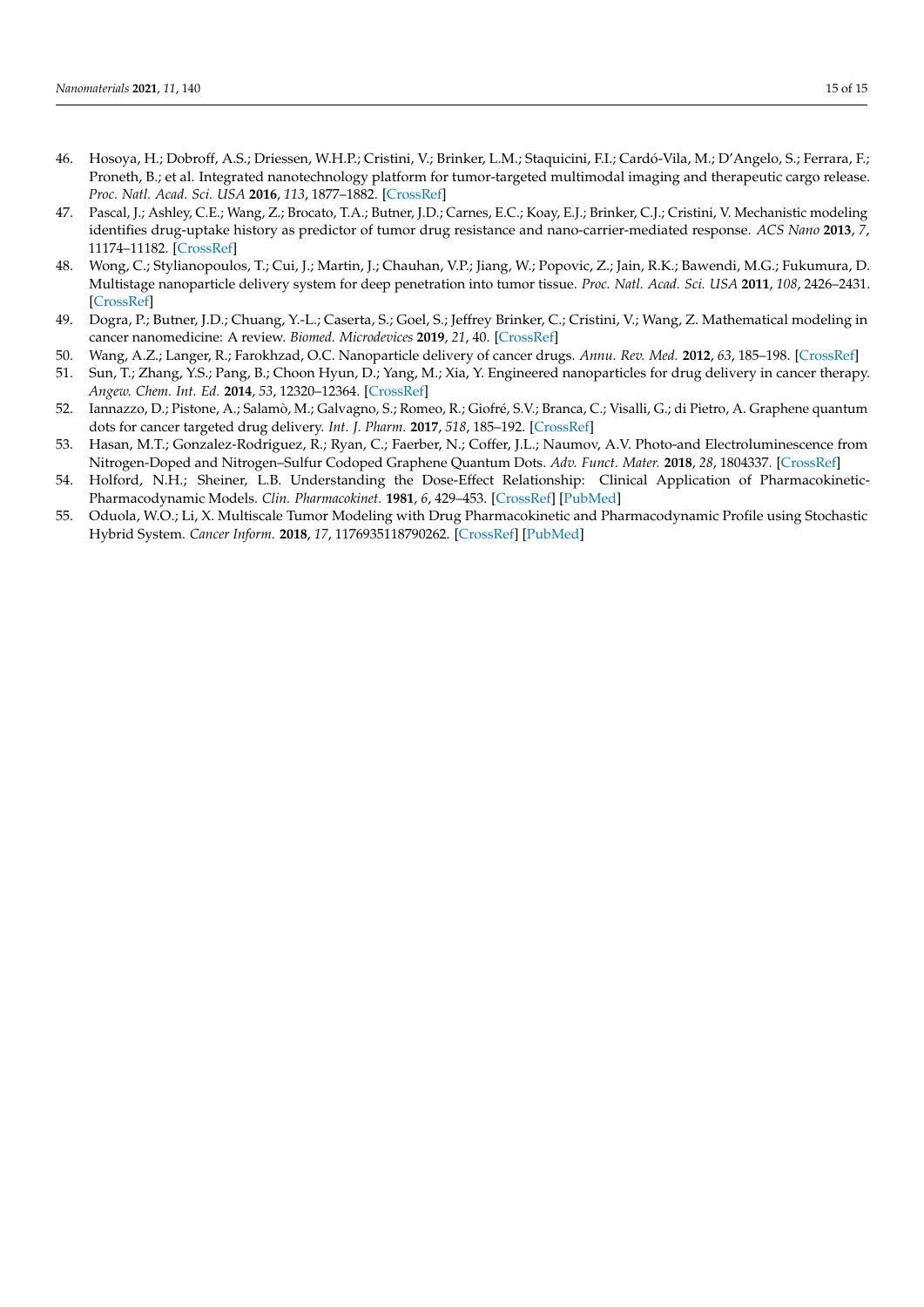46. Hosoya, H.; Dobroff, A.S.; Driessen, W.H.P.; Cristini, V.; Brinker, L.M.; Staquicini, F.I.; Cardó-Vila, M.; D'Angelo, S.; Ferrara, F.; Proneth, B.; et al. Integrated nanotechnology platform for tumor-targeted multimodal imaging and therapeutic cargo release. *Proc. Natl. Acad. Sci. USA* **2016**, *113*, 1877–1882. [CrossRef]
47. Pascal, J.; Ashley, C.E.; Wang, Z.; Brocato, T.A.; Butner, J.D.; Carnes, E.C.; Koay, E.J.; Brinker, C.J.; Cristini, V. Mechanistic modeling identifies drug-uptake history as predictor of tumor drug resistance and nano-carrier-mediated response. *ACS Nano* **2013**, *7*, 11174–11182. [CrossRef]
48. Wong, C.; Stylianopoulos, T.; Cui, J.; Martin, J.; Chauhan, V.P.; Jiang, W.; Popovic, Z.; Jain, R.K.; Bawendi, M.G.; Fukumura, D. Multistage nanoparticle delivery system for deep penetration into tumor tissue. *Proc. Natl. Acad. Sci. USA* **2011**, *108*, 2426–2431. [CrossRef]
49. Dogra, P.; Butner, J.D.; Chuang, Y.-L.; Caserta, S.; Goel, S.; Jeffrey Brinker, C.; Cristini, V.; Wang, Z. Mathematical modeling in cancer nanomedicine: A review. *Biomed. Microdevices* **2019**, *21*, 40. [CrossRef]
50. Wang, A.Z.; Langer, R.; Farokhzad, O.C. Nanoparticle delivery of cancer drugs. *Annu. Rev. Med.* **2012**, *63*, 185–198. [CrossRef]
51. Sun, T.; Zhang, Y.S.; Pang, B.; Choon Hyun, D.; Yang, M.; Xia, Y. Engineered nanoparticles for drug delivery in cancer therapy. *Angew. Chem. Int. Ed.* **2014**, *53*, 12320–12364. [CrossRef]
52. Iannazzo, D.; Pistone, A.; Salamò, M.; Galvagno, S.; Romeo, R.; Giofré, S.V.; Branca, C.; Visalli, G.; di Pietro, A. Graphene quantum dots for cancer targeted drug delivery. *Int. J. Pharm.* **2017**, *518*, 185–192. [CrossRef]
53. Hasan, M.T.; Gonzalez-Rodriguez, R.; Ryan, C.; Faerber, N.; Coffer, J.L.; Naumov, A.V. Photo-and Electroluminescence from Nitrogen-Doped and Nitrogen–Sulfur Codoped Graphene Quantum Dots. *Adv. Funct. Mater.* **2018**, *28*, 1804337. [CrossRef]
54. Holford, N.H.; Sheiner, L.B. Understanding the Dose-Effect Relationship: Clinical Application of Pharmacokinetic-Pharmacodynamic Models. *Clin. Pharmacokinet.* **1981**, *6*, 429–453. [CrossRef] [PubMed]
55. Oduola, W.O.; Li, X. Multiscale Tumor Modeling with Drug Pharmacokinetic and Pharmacodynamic Profile using Stochastic Hybrid System. *Cancer Inform.* **2018**, *17*, 1176935118790262. [CrossRef] [PubMed]